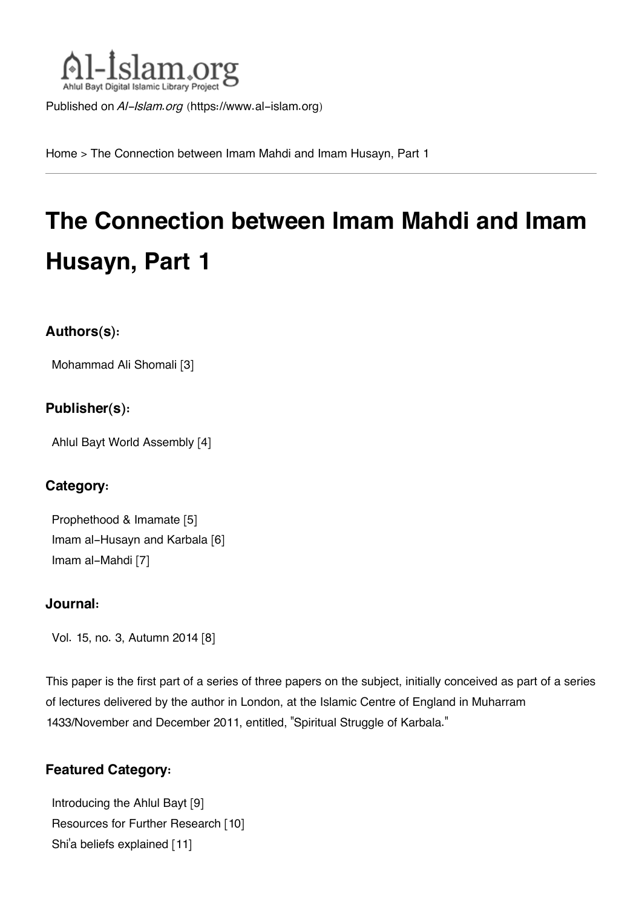Al-Islam.org
Ahlul Bayt Digital Islamic Library Project

Published on *Al-Islam.org* (https://www.al-islam.org)

Home > The Connection between Imam Mahdi and Imam Husayn, Part 1

# The Connection between Imam Mahdi and Imam Husayn, Part 1

### Authors(s):

Mohammad Ali Shomali [3]

### Publisher(s):

Ahlul Bayt World Assembly [4]

### Category:

Prophethood & Imamate [5]
Imam al-Husayn and Karbala [6]
Imam al-Mahdi [7]

### Journal:

Vol. 15, no. 3, Autumn 2014 [8]

This paper is the first part of a series of three papers on the subject, initially conceived as part of a series of lectures delivered by the author in London, at the Islamic Centre of England in Muharram 1433/November and December 2011, entitled, "Spiritual Struggle of Karbala."

### Featured Category:

Introducing the Ahlul Bayt [9]
Resources for Further Research [10]
Shi'a beliefs explained [11]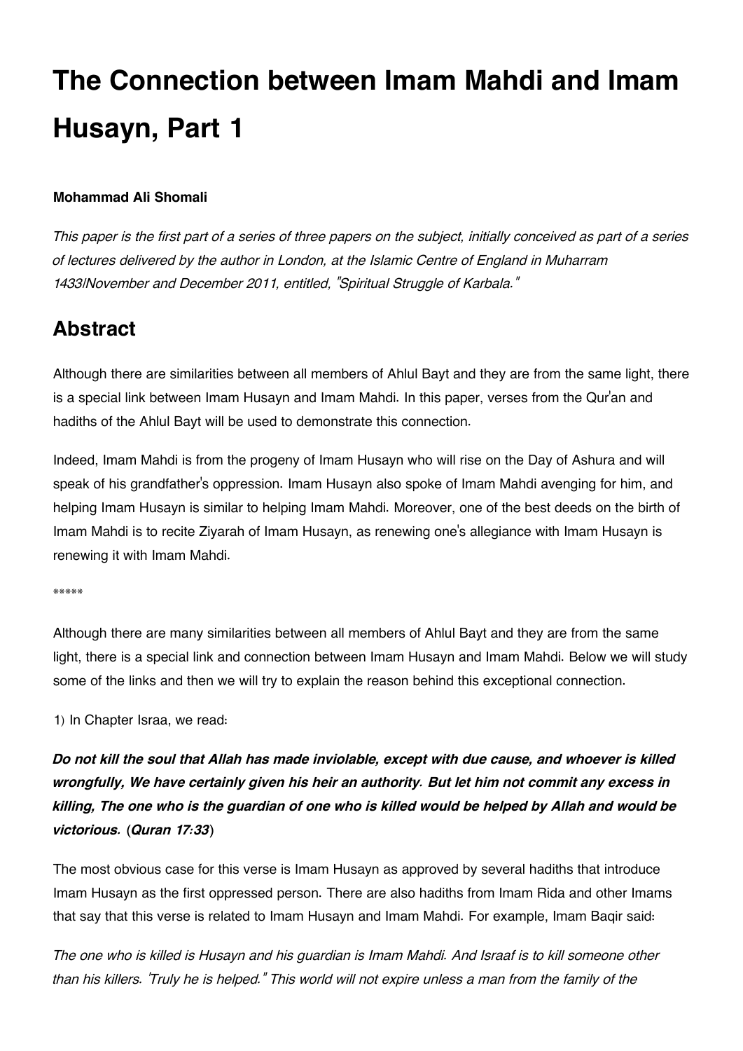# The Connection between Imam Mahdi and Imam Husayn, Part 1

**Mohammad Ali Shomali**

*This paper is the first part of a series of three papers on the subject, initially conceived as part of a series of lectures delivered by the author in London, at the Islamic Centre of England in Muharram 1433/November and December 2011, entitled, "Spiritual Struggle of Karbala."*

## Abstract

Although there are similarities between all members of Ahlul Bayt and they are from the same light, there is a special link between Imam Husayn and Imam Mahdi. In this paper, verses from the Qur'an and hadiths of the Ahlul Bayt will be used to demonstrate this connection.

Indeed, Imam Mahdi is from the progeny of Imam Husayn who will rise on the Day of Ashura and will speak of his grandfather's oppression. Imam Husayn also spoke of Imam Mahdi avenging for him, and helping Imam Husayn is similar to helping Imam Mahdi. Moreover, one of the best deeds on the birth of Imam Mahdi is to recite Ziyarah of Imam Husayn, as renewing one's allegiance with Imam Husayn is renewing it with Imam Mahdi.

\*\*\*\*\*

Although there are many similarities between all members of Ahlul Bayt and they are from the same light, there is a special link and connection between Imam Husayn and Imam Mahdi. Below we will study some of the links and then we will try to explain the reason behind this exceptional connection.

1) In Chapter Israa, we read:

***Do not kill the soul that Allah has made inviolable, except with due cause, and whoever is killed wrongfully, We have certainly given his heir an authority. But let him not commit any excess in killing, The one who is the guardian of one who is killed would be helped by Allah and would be victorious.*** (***Quran 17:33***)

The most obvious case for this verse is Imam Husayn as approved by several hadiths that introduce Imam Husayn as the first oppressed person. There are also hadiths from Imam Rida and other Imams that say that this verse is related to Imam Husayn and Imam Mahdi. For example, Imam Baqir said:

*The one who is killed is Husayn and his guardian is Imam Mahdi. And Israaf is to kill someone other than his killers. 'Truly he is helped." This world will not expire unless a man from the family of the*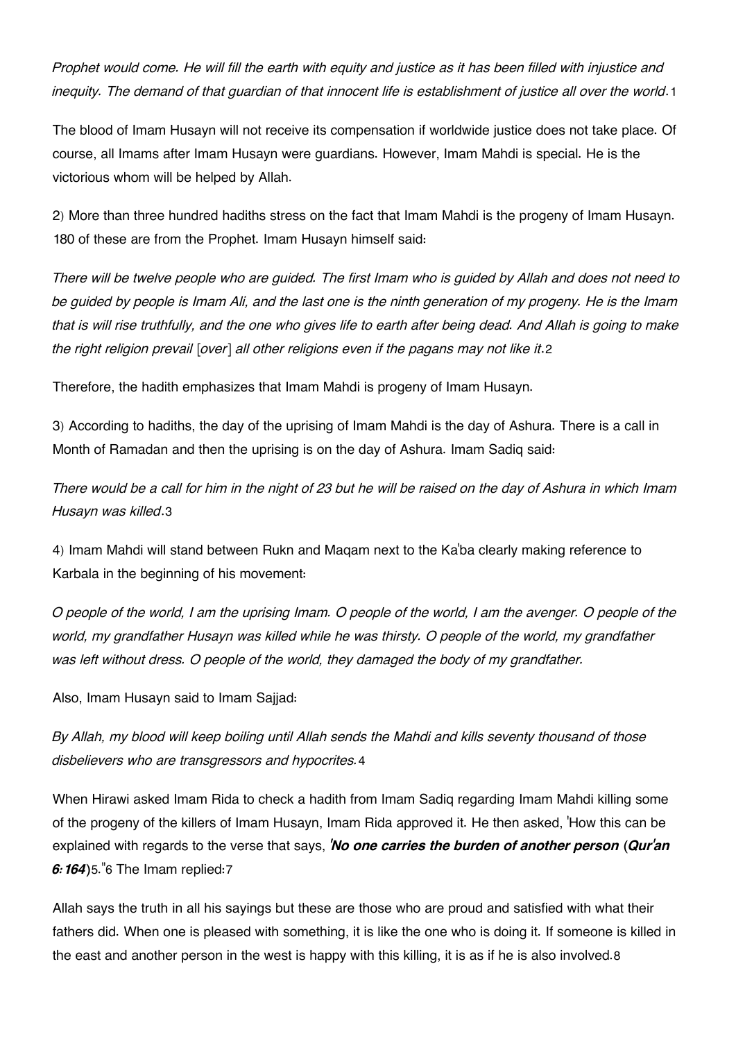*Prophet would come. He will fill the earth with equity and justice as it has been filled with injustice and inequity. The demand of that guardian of that innocent life is establishment of justice all over the world*.[1]

The blood of Imam Husayn will not receive its compensation if worldwide justice does not take place. Of course, all Imams after Imam Husayn were guardians. However, Imam Mahdi is special. He is the victorious whom will be helped by Allah.

2) More than three hundred hadiths stress on the fact that Imam Mahdi is the progeny of Imam Husayn. 180 of these are from the Prophet. Imam Husayn himself said:

*There will be twelve people who are guided. The first Imam who is guided by Allah and does not need to be guided by people is Imam Ali, and the last one is the ninth generation of my progeny. He is the Imam that is will rise truthfully, and the one who gives life to earth after being dead. And Allah is going to make the right religion prevail [over] all other religions even if the pagans may not like it*.[2]

Therefore, the hadith emphasizes that Imam Mahdi is progeny of Imam Husayn.

3) According to hadiths, the day of the uprising of Imam Mahdi is the day of Ashura. There is a call in Month of Ramadan and then the uprising is on the day of Ashura. Imam Sadiq said:

*There would be a call for him in the night of 23 but he will be raised on the day of Ashura in which Imam Husayn was killed*.[3]

4) Imam Mahdi will stand between Rukn and Maqam next to the Ka'ba clearly making reference to Karbala in the beginning of his movement:

*O people of the world, I am the uprising Imam. O people of the world, I am the avenger. O people of the world, my grandfather Husayn was killed while he was thirsty. O people of the world, my grandfather was left without dress. O people of the world, they damaged the body of my grandfather.*

Also, Imam Husayn said to Imam Sajjad:

*By Allah, my blood will keep boiling until Allah sends the Mahdi and kills seventy thousand of those disbelievers who are transgressors and hypocrites.*[4]

When Hirawi asked Imam Rida to check a hadith from Imam Sadiq regarding Imam Mahdi killing some of the progeny of the killers of Imam Husayn, Imam Rida approved it. He then asked, 'How this can be explained with regards to the verse that says, ***'No one carries the burden of another person* (*Qur'an 6: 164*)**[5]."[6] The Imam replied:[7]

Allah says the truth in all his sayings but these are those who are proud and satisfied with what their fathers did. When one is pleased with something, it is like the one who is doing it. If someone is killed in the east and another person in the west is happy with this killing, it is as if he is also involved.[8]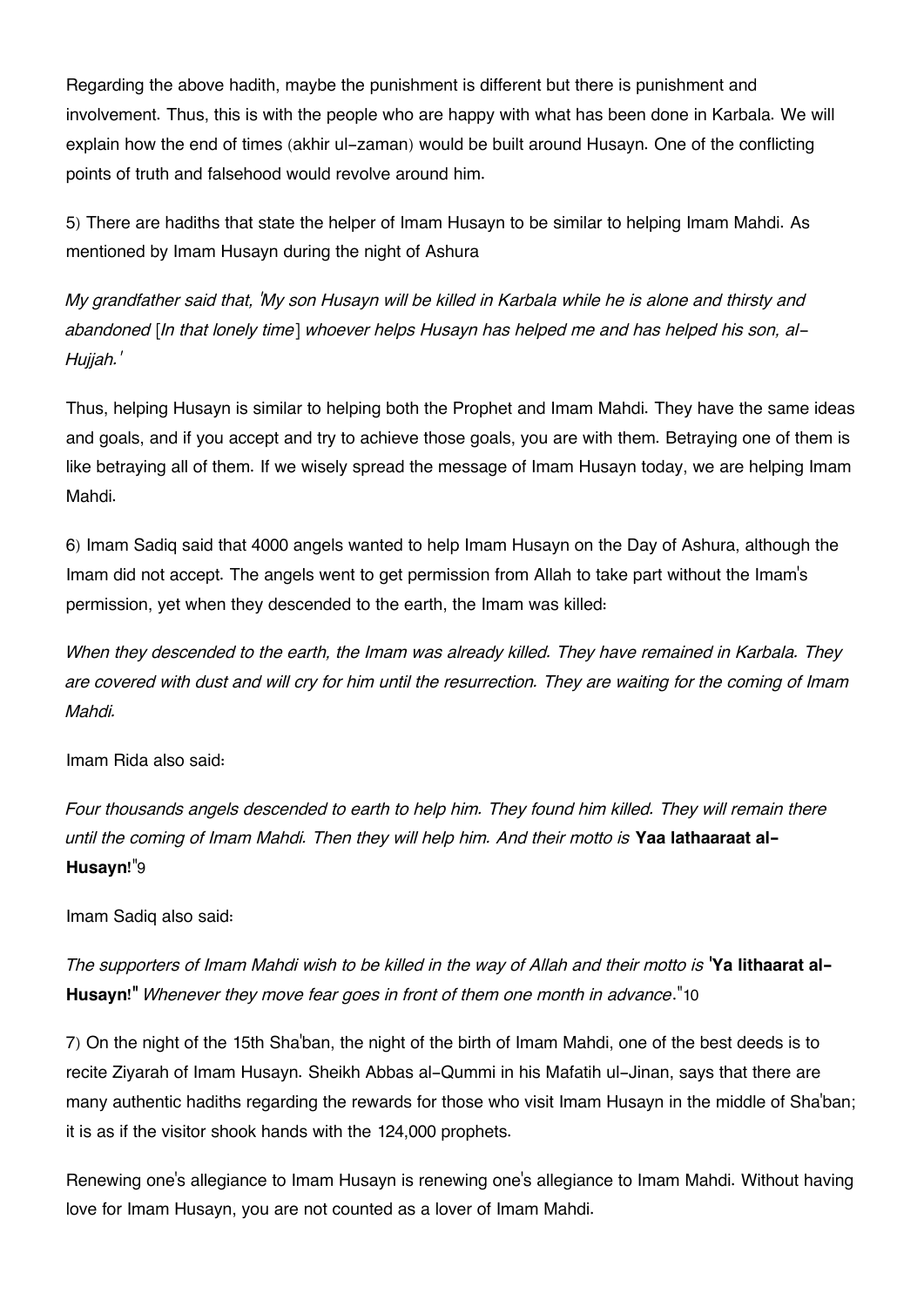Regarding the above hadith, maybe the punishment is different but there is punishment and involvement. Thus, this is with the people who are happy with what has been done in Karbala. We will explain how the end of times (akhir ul-zaman) would be built around Husayn. One of the conflicting points of truth and falsehood would revolve around him.

5) There are hadiths that state the helper of Imam Husayn to be similar to helping Imam Mahdi. As mentioned by Imam Husayn during the night of Ashura

*My grandfather said that, 'My son Husayn will be killed in Karbala while he is alone and thirsty and abandoned [In that lonely time] whoever helps Husayn has helped me and has helped his son, al-Hujjah.'*

Thus, helping Husayn is similar to helping both the Prophet and Imam Mahdi. They have the same ideas and goals, and if you accept and try to achieve those goals, you are with them. Betraying one of them is like betraying all of them. If we wisely spread the message of Imam Husayn today, we are helping Imam Mahdi.

6) Imam Sadiq said that 4000 angels wanted to help Imam Husayn on the Day of Ashura, although the Imam did not accept. The angels went to get permission from Allah to take part without the Imam's permission, yet when they descended to the earth, the Imam was killed:

*When they descended to the earth, the Imam was already killed. They have remained in Karbala. They are covered with dust and will cry for him until the resurrection. They are waiting for the coming of Imam Mahdi.*

Imam Rida also said:

*Four thousands angels descended to earth to help him. They found him killed. They will remain there until the coming of Imam Mahdi. Then they will help him. And their motto is* **Yaa lathaaraat al-Husayn!**"[9]

Imam Sadiq also said:

*The supporters of Imam Mahdi wish to be killed in the way of Allah and their motto is* **'Ya lithaarat al-Husayn!"** *Whenever they move fear goes in front of them one month in advance.*"[10]

7) On the night of the 15th Sha'ban, the night of the birth of Imam Mahdi, one of the best deeds is to recite Ziyarah of Imam Husayn. Sheikh Abbas al-Qummi in his Mafatih ul-Jinan, says that there are many authentic hadiths regarding the rewards for those who visit Imam Husayn in the middle of Sha'ban; it is as if the visitor shook hands with the 124,000 prophets.

Renewing one's allegiance to Imam Husayn is renewing one's allegiance to Imam Mahdi. Without having love for Imam Husayn, you are not counted as a lover of Imam Mahdi.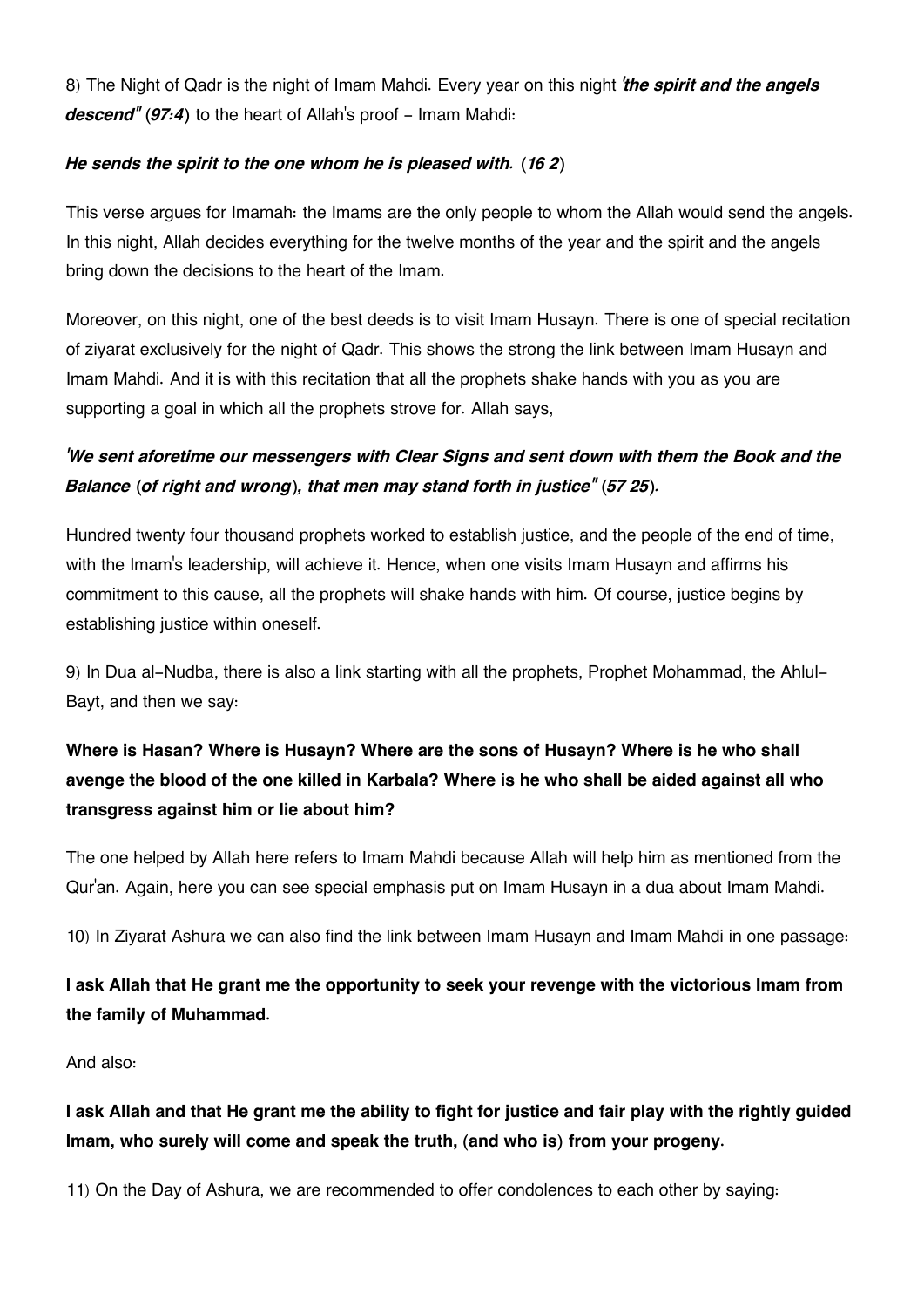8) The Night of Qadr is the night of Imam Mahdi. Every year on this night ***'the spirit and the angels descend"*** (***97:4***) to the heart of Allah's proof - Imam Mahdi:

***He sends the spirit to the one whom he is pleased with.*** (***16 2***)

This verse argues for Imamah: the Imams are the only people to whom the Allah would send the angels. In this night, Allah decides everything for the twelve months of the year and the spirit and the angels bring down the decisions to the heart of the Imam.

Moreover, on this night, one of the best deeds is to visit Imam Husayn. There is one of special recitation of ziyarat exclusively for the night of Qadr. This shows the strong the link between Imam Husayn and Imam Mahdi. And it is with this recitation that all the prophets shake hands with you as you are supporting a goal in which all the prophets strove for. Allah says,

***'We sent aforetime our messengers with Clear Signs and sent down with them the Book and the Balance (of right and wrong), that men may stand forth in justice"*** (***57 25***).

Hundred twenty four thousand prophets worked to establish justice, and the people of the end of time, with the Imam's leadership, will achieve it. Hence, when one visits Imam Husayn and affirms his commitment to this cause, all the prophets will shake hands with him. Of course, justice begins by establishing justice within oneself.

9) In Dua al-Nudba, there is also a link starting with all the prophets, Prophet Mohammad, the Ahlul-Bayt, and then we say:

**Where is Hasan? Where is Husayn? Where are the sons of Husayn? Where is he who shall avenge the blood of the one killed in Karbala? Where is he who shall be aided against all who transgress against him or lie about him?**

The one helped by Allah here refers to Imam Mahdi because Allah will help him as mentioned from the Qur'an. Again, here you can see special emphasis put on Imam Husayn in a dua about Imam Mahdi.

10) In Ziyarat Ashura we can also find the link between Imam Husayn and Imam Mahdi in one passage:

**I ask Allah that He grant me the opportunity to seek your revenge with the victorious Imam from the family of Muhammad.**

And also:

**I ask Allah and that He grant me the ability to fight for justice and fair play with the rightly guided Imam, who surely will come and speak the truth, (and who is) from your progeny.**

11) On the Day of Ashura, we are recommended to offer condolences to each other by saying: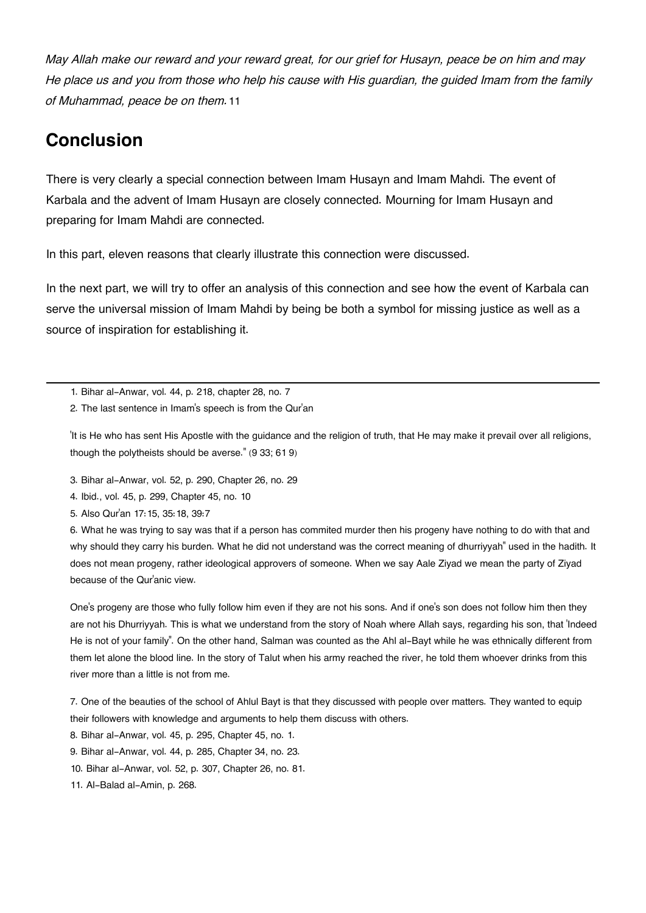*May Allah make our reward and your reward great, for our grief for Husayn, peace be on him and may He place us and you from those who help his cause with His guardian, the guided Imam from the family of Muhammad, peace be on them.*[11]

## Conclusion

There is very clearly a special connection between Imam Husayn and Imam Mahdi. The event of Karbala and the advent of Imam Husayn are closely connected. Mourning for Imam Husayn and preparing for Imam Mahdi are connected.

In this part, eleven reasons that clearly illustrate this connection were discussed.

In the next part, we will try to offer an analysis of this connection and see how the event of Karbala can serve the universal mission of Imam Mahdi by being be both a symbol for missing justice as well as a source of inspiration for establishing it.

---

1. Bihar al-Anwar, vol. 44, p. 218, chapter 28, no. 7
2. The last sentence in Imam's speech is from the Qur'an

'It is He who has sent His Apostle with the guidance and the religion of truth, that He may make it prevail over all religions, though the polytheists should be averse." (9 33; 61 9)

3. Bihar al-Anwar, vol. 52, p. 290, Chapter 26, no. 29
4. Ibid., vol. 45, p. 299, Chapter 45, no. 10
5. Also Qur'an 17:15, 35:18, 39:7
6. What he was trying to say was that if a person has commited murder then his progeny have nothing to do with that and why should they carry his burden. What he did not understand was the correct meaning of dhurriyyah" used in the hadith. It does not mean progeny, rather ideological approvers of someone. When we say Aale Ziyad we mean the party of Ziyad because of the Qur'anic view.

One's progeny are those who fully follow him even if they are not his sons. And if one's son does not follow him then they are not his Dhurriyyah. This is what we understand from the story of Noah where Allah says, regarding his son, that 'Indeed He is not of your family". On the other hand, Salman was counted as the Ahl al-Bayt while he was ethnically different from them let alone the blood line. In the story of Talut when his army reached the river, he told them whoever drinks from this river more than a little is not from me.

7. One of the beauties of the school of Ahlul Bayt is that they discussed with people over matters. They wanted to equip their followers with knowledge and arguments to help them discuss with others.
8. Bihar al-Anwar, vol. 45, p. 295, Chapter 45, no. 1.
9. Bihar al-Anwar, vol. 44, p. 285, Chapter 34, no. 23.
10. Bihar al-Anwar, vol. 52, p. 307, Chapter 26, no. 81.
11. Al-Balad al-Amin, p. 268.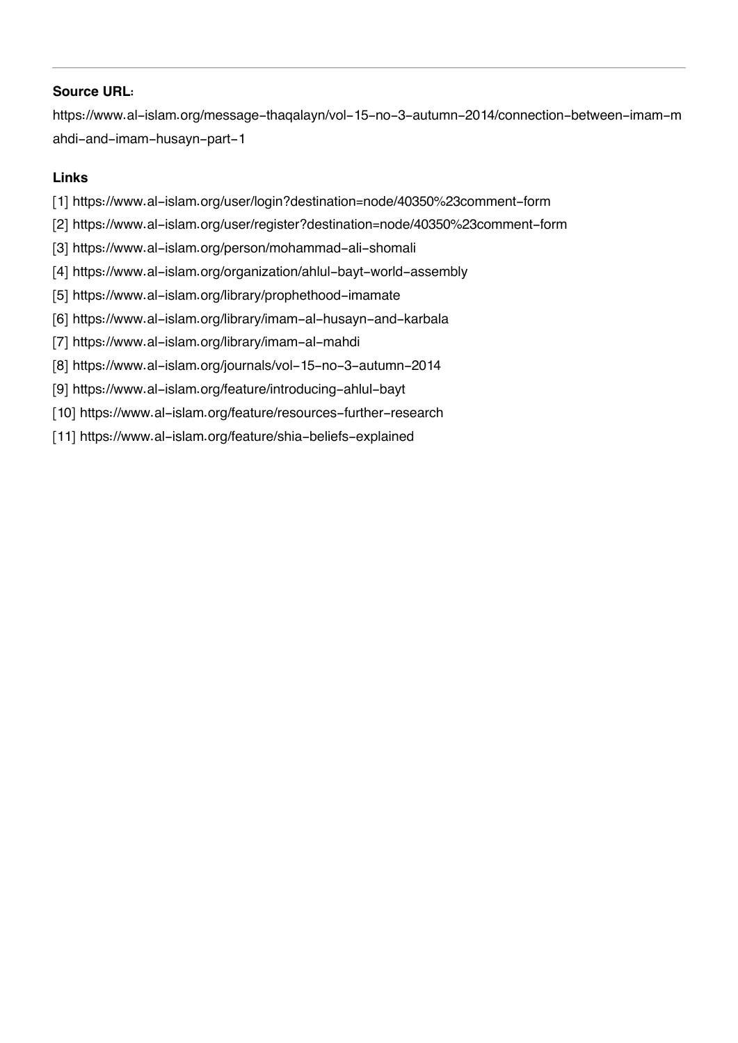**Source URL:**

https://www.al-islam.org/message-thaqalayn/vol-15-no-3-autumn-2014/connection-between-imam-mahdi-and-imam-husayn-part-1

**Links**

[1] https://www.al-islam.org/user/login?destination=node/40350%23comment-form

[2] https://www.al-islam.org/user/register?destination=node/40350%23comment-form

[3] https://www.al-islam.org/person/mohammad-ali-shomali

[4] https://www.al-islam.org/organization/ahlul-bayt-world-assembly

[5] https://www.al-islam.org/library/prophethood-imamate

[6] https://www.al-islam.org/library/imam-al-husayn-and-karbala

[7] https://www.al-islam.org/library/imam-al-mahdi

[8] https://www.al-islam.org/journals/vol-15-no-3-autumn-2014

[9] https://www.al-islam.org/feature/introducing-ahlul-bayt

[10] https://www.al-islam.org/feature/resources-further-research

[11] https://www.al-islam.org/feature/shia-beliefs-explained